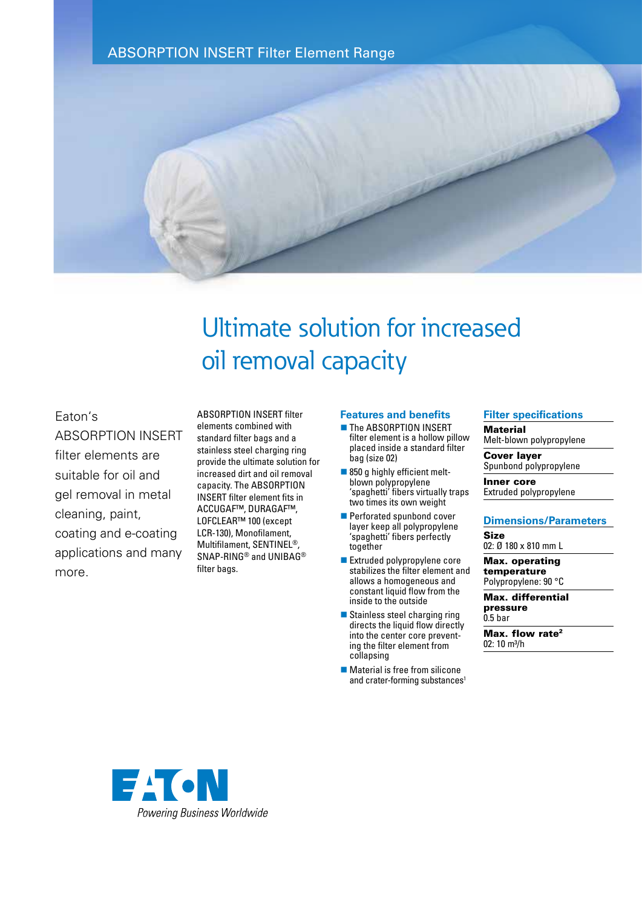ABSORPTION INSERT Filter Element Range

# Ultimate solution for increased oil removal capacity

Eaton's ABSORPTION INSERT filter elements are suitable for oil and gel removal in metal cleaning, paint, coating and e-coating applications and many more.

ABSORPTION INSERT filter elements combined with standard filter bags and a stainless steel charging ring provide the ultimate solution for increased dirt and oil removal capacity. The ABSORPTION INSERT filter element fits in ACCUGAF™, DURAGAF™, LOFCLEAR™ 100 (except LCR-130), Monofilament, Multifilament, SENTINEL®, SNAP-RING® and UNIBAG® filter bags.

## Features and benefits

- The ABSORPTION INSERT filter element is a hollow pillow placed inside a standard filter bag (size 02)
- 850 g highly efficient melt-blown polypropylene 'spaghetti' fibers virtually traps two times its own weight
- Perforated spunbond cover layer keep all polypropylene 'spaghetti' fibers perfectly together
- Extruded polypropylene core stabilizes the filter element and allows a homogeneous and constant liquid flow from the inside to the outside
- Stainless steel charging ring directs the liquid flow directly into the center core preventing the filter element from collapsing
- Material is free from silicone and crater-forming substances[1]

## Filter specifications

**Material**
Melt-blown polypropylene

**Cover layer**
Spunbond polypropylene

**Inner core**
Extruded polypropylene

## Dimensions/Parameters

**Size**
02: Ø 180 x 810 mm L

**Max. operating temperature**
Polypropylene: 90 °C

**Max. differential pressure**
0.5 bar

**Max. flow rate[2]**
02: 10 $m^3$/h

EATON
*Powering Business Worldwide*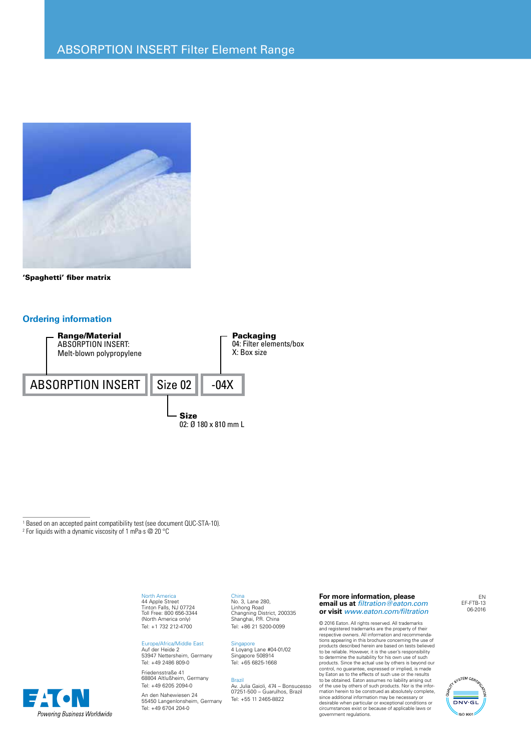# ABSORPTION INSERT Filter Element Range

**'Spaghetti' fiber matrix**

## Ordering information

**Range/Material**
ABSORPTION INSERT:
Melt-blown polypropylene

**Packaging**
04: Filter elements/box
X: Box size

| ABSORPTION INSERT | Size 02 | -04X |
|---|---|---|

**Size**
02: Ø 180 x 810 mm L

[1] Based on an accepted paint compatibility test (see document QUC-STA-10).
[2] For liquids with a dynamic viscosity of 1 mPa·s @ 20 °C

North America
44 Apple Street
Tinton Falls, NJ 07724
Toll Free: 800 656-3344
(North America only)
Tel: +1 732 212-4700

Europe/Africa/Middle East
Auf der Heide 2
53947 Nettersheim, Germany
Tel: +49 2486 809-0

Friedensstraße 41
68804 Altlußheim, Germany
Tel: +49 6205 2094-0

An den Nahewiesen 24
55450 Langenlonsheim, Germany
Tel: +49 6704 204-0

China
No. 3, Lane 280,
Linhong Road
Changning District, 200335
Shanghai, P.R. China
Tel: +86 21 5200-0099

Singapore
4 Loyang Lane #04-01/02
Singapore 508914
Tel: +65 6825-1668

Brazil
Av. Julia Gaioli, 474 – Bonsucesso
07251-500 – Guarulhos, Brazil
Tel: +55 11 2465-8822

**For more information, please email us at** *filtration@eaton.com*
**or visit** *www.eaton.com/filtration*

© 2016 Eaton. All rights reserved. All trademarks and registered trademarks are the property of their respective owners. All information and recommendations appearing in this brochure concerning the use of products described herein are based on tests believed to be reliable. However, it is the user's responsibility to determine the suitability for his own use of such products. Since the actual use by others is beyond our control, no guarantee, expressed or implied, is made by Eaton as to the effects of such use or the results to be obtained. Eaton assumes no liability arising out of the use by others of such products. Nor is the information herein to be construed as absolutely complete, since additional information may be necessary or desirable when particular or exceptional conditions or circumstances exist or because of applicable laws or government regulations.

EN
EF-FTB-13
06-2016

EATON
Powering Business Worldwide

QUALITY SYSTEM CERTIFICATION
DNV·GL
ISO 9001